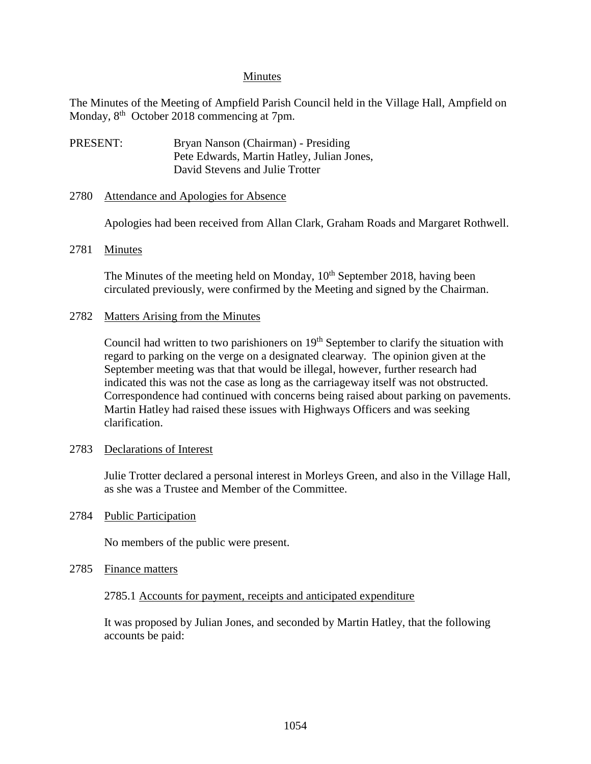# Minutes

The Minutes of the Meeting of Ampfield Parish Council held in the Village Hall, Ampfield on Monday, 8th October 2018 commencing at 7pm.

PRESENT: Bryan Nanson (Chairman) - Presiding
Pete Edwards, Martin Hatley, Julian Jones,
David Stevens and Julie Trotter

## 2780 Attendance and Apologies for Absence

Apologies had been received from Allan Clark, Graham Roads and Margaret Rothwell.

## 2781 Minutes

The Minutes of the meeting held on Monday, 10th September 2018, having been circulated previously, were confirmed by the Meeting and signed by the Chairman.

## 2782 Matters Arising from the Minutes

Council had written to two parishioners on 19th September to clarify the situation with regard to parking on the verge on a designated clearway. The opinion given at the September meeting was that that would be illegal, however, further research had indicated this was not the case as long as the carriageway itself was not obstructed. Correspondence had continued with concerns being raised about parking on pavements. Martin Hatley had raised these issues with Highways Officers and was seeking clarification.

## 2783 Declarations of Interest

Julie Trotter declared a personal interest in Morleys Green, and also in the Village Hall, as she was a Trustee and Member of the Committee.

## 2784 Public Participation

No members of the public were present.

## 2785 Finance matters

### 2785.1 Accounts for payment, receipts and anticipated expenditure

It was proposed by Julian Jones, and seconded by Martin Hatley, that the following accounts be paid: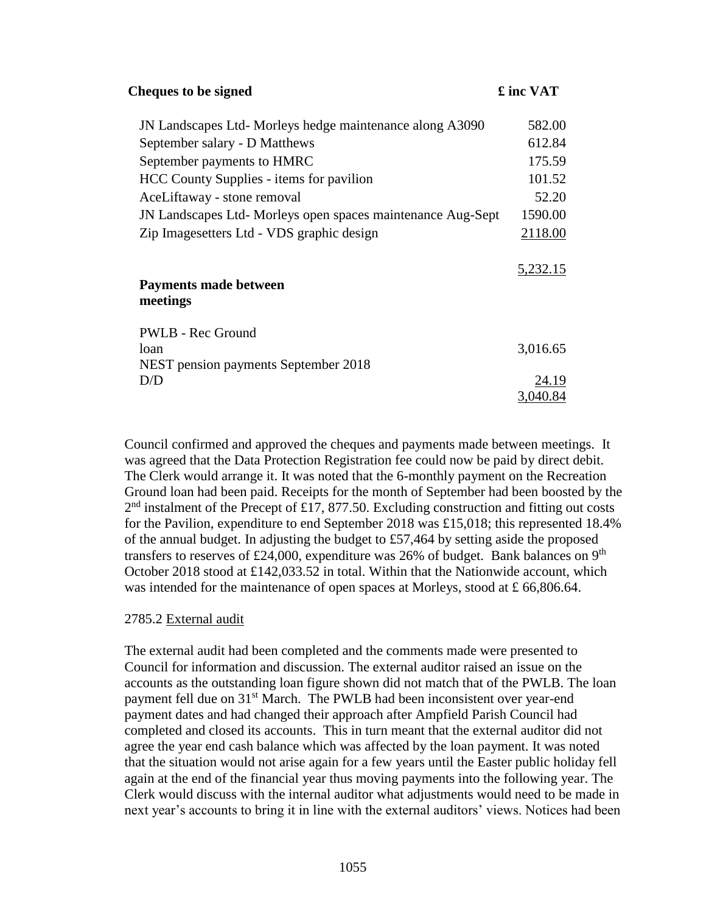| **Cheques to be signed** | **£ inc VAT** |
| --- | --- |
| JN Landscapes Ltd- Morleys hedge maintenance along A3090 | 582.00 |
| September salary - D Matthews | 612.84 |
| September payments to HMRC | 175.59 |
| HCC County Supplies - items for pavilion | 101.52 |
| AceLiftaway - stone removal | 52.20 |
| JN Landscapes Ltd- Morleys open spaces maintenance Aug-Sept | 1590.00 |
| Zip Imagesetters Ltd - VDS graphic design | 2118.00 |
| | 5,232.15 |

| **Payments made between meetings** | |
| --- | --- |
| PWLB - Rec Ground loan | 3,016.65 |
| NEST pension payments September 2018 D/D | 24.19 |
| | 3,040.84 |

Council confirmed and approved the cheques and payments made between meetings. It was agreed that the Data Protection Registration fee could now be paid by direct debit. The Clerk would arrange it. It was noted that the 6-monthly payment on the Recreation Ground loan had been paid. Receipts for the month of September had been boosted by the 2nd instalment of the Precept of £17, 877.50. Excluding construction and fitting out costs for the Pavilion, expenditure to end September 2018 was £15,018; this represented 18.4% of the annual budget. In adjusting the budget to £57,464 by setting aside the proposed transfers to reserves of £24,000, expenditure was 26% of budget. Bank balances on 9th October 2018 stood at £142,033.52 in total. Within that the Nationwide account, which was intended for the maintenance of open spaces at Morleys, stood at £ 66,806.64.

2785.2 External audit

The external audit had been completed and the comments made were presented to Council for information and discussion. The external auditor raised an issue on the accounts as the outstanding loan figure shown did not match that of the PWLB. The loan payment fell due on 31st March. The PWLB had been inconsistent over year-end payment dates and had changed their approach after Ampfield Parish Council had completed and closed its accounts. This in turn meant that the external auditor did not agree the year end cash balance which was affected by the loan payment. It was noted that the situation would not arise again for a few years until the Easter public holiday fell again at the end of the financial year thus moving payments into the following year. The Clerk would discuss with the internal auditor what adjustments would need to be made in next year's accounts to bring it in line with the external auditors' views. Notices had been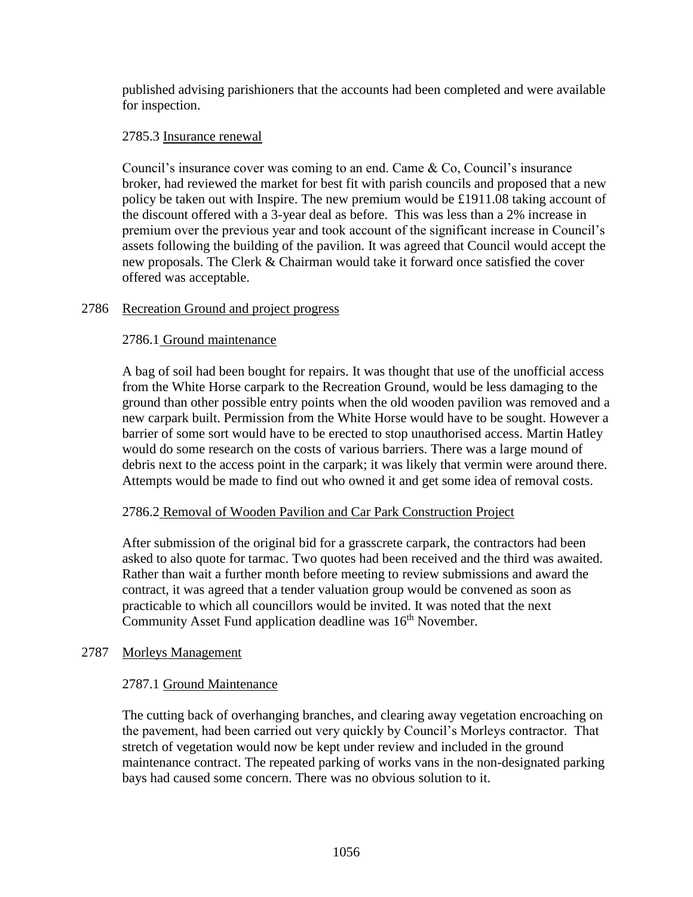published advising parishioners that the accounts had been completed and were available for inspection.

2785.3 Insurance renewal

Council's insurance cover was coming to an end. Came & Co, Council's insurance broker, had reviewed the market for best fit with parish councils and proposed that a new policy be taken out with Inspire. The new premium would be £1911.08 taking account of the discount offered with a 3-year deal as before. This was less than a 2% increase in premium over the previous year and took account of the significant increase in Council's assets following the building of the pavilion. It was agreed that Council would accept the new proposals. The Clerk & Chairman would take it forward once satisfied the cover offered was acceptable.

## 2786 Recreation Ground and project progress

2786.1 Ground maintenance

A bag of soil had been bought for repairs. It was thought that use of the unofficial access from the White Horse carpark to the Recreation Ground, would be less damaging to the ground than other possible entry points when the old wooden pavilion was removed and a new carpark built. Permission from the White Horse would have to be sought. However a barrier of some sort would have to be erected to stop unauthorised access. Martin Hatley would do some research on the costs of various barriers. There was a large mound of debris next to the access point in the carpark; it was likely that vermin were around there. Attempts would be made to find out who owned it and get some idea of removal costs.

2786.2 Removal of Wooden Pavilion and Car Park Construction Project

After submission of the original bid for a grasscrete carpark, the contractors had been asked to also quote for tarmac. Two quotes had been received and the third was awaited. Rather than wait a further month before meeting to review submissions and award the contract, it was agreed that a tender valuation group would be convened as soon as practicable to which all councillors would be invited. It was noted that the next Community Asset Fund application deadline was 16th November.

## 2787 Morleys Management

2787.1 Ground Maintenance

The cutting back of overhanging branches, and clearing away vegetation encroaching on the pavement, had been carried out very quickly by Council's Morleys contractor. That stretch of vegetation would now be kept under review and included in the ground maintenance contract. The repeated parking of works vans in the non-designated parking bays had caused some concern. There was no obvious solution to it.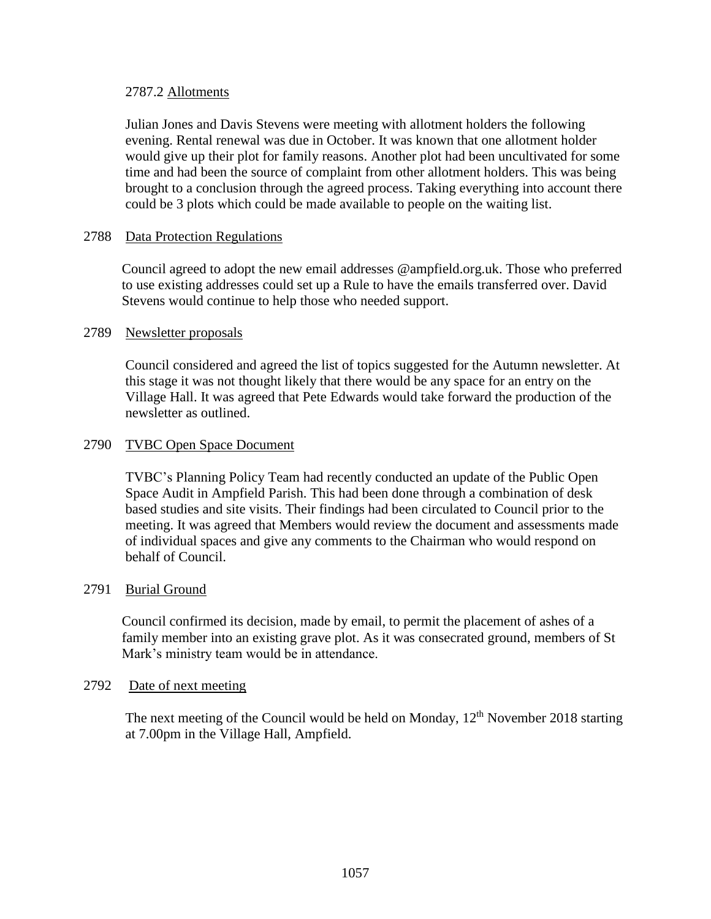2787.2 Allotments

Julian Jones and Davis Stevens were meeting with allotment holders the following evening. Rental renewal was due in October. It was known that one allotment holder would give up their plot for family reasons. Another plot had been uncultivated for some time and had been the source of complaint from other allotment holders. This was being brought to a conclusion through the agreed process. Taking everything into account there could be 3 plots which could be made available to people on the waiting list.

2788 Data Protection Regulations

Council agreed to adopt the new email addresses @ampfield.org.uk. Those who preferred to use existing addresses could set up a Rule to have the emails transferred over. David Stevens would continue to help those who needed support.

2789 Newsletter proposals

Council considered and agreed the list of topics suggested for the Autumn newsletter. At this stage it was not thought likely that there would be any space for an entry on the Village Hall. It was agreed that Pete Edwards would take forward the production of the newsletter as outlined.

2790 TVBC Open Space Document

TVBC's Planning Policy Team had recently conducted an update of the Public Open Space Audit in Ampfield Parish. This had been done through a combination of desk based studies and site visits. Their findings had been circulated to Council prior to the meeting. It was agreed that Members would review the document and assessments made of individual spaces and give any comments to the Chairman who would respond on behalf of Council.

2791 Burial Ground

Council confirmed its decision, made by email, to permit the placement of ashes of a family member into an existing grave plot. As it was consecrated ground, members of St Mark's ministry team would be in attendance.

2792 Date of next meeting

The next meeting of the Council would be held on Monday, 12th November 2018 starting at 7.00pm in the Village Hall, Ampfield.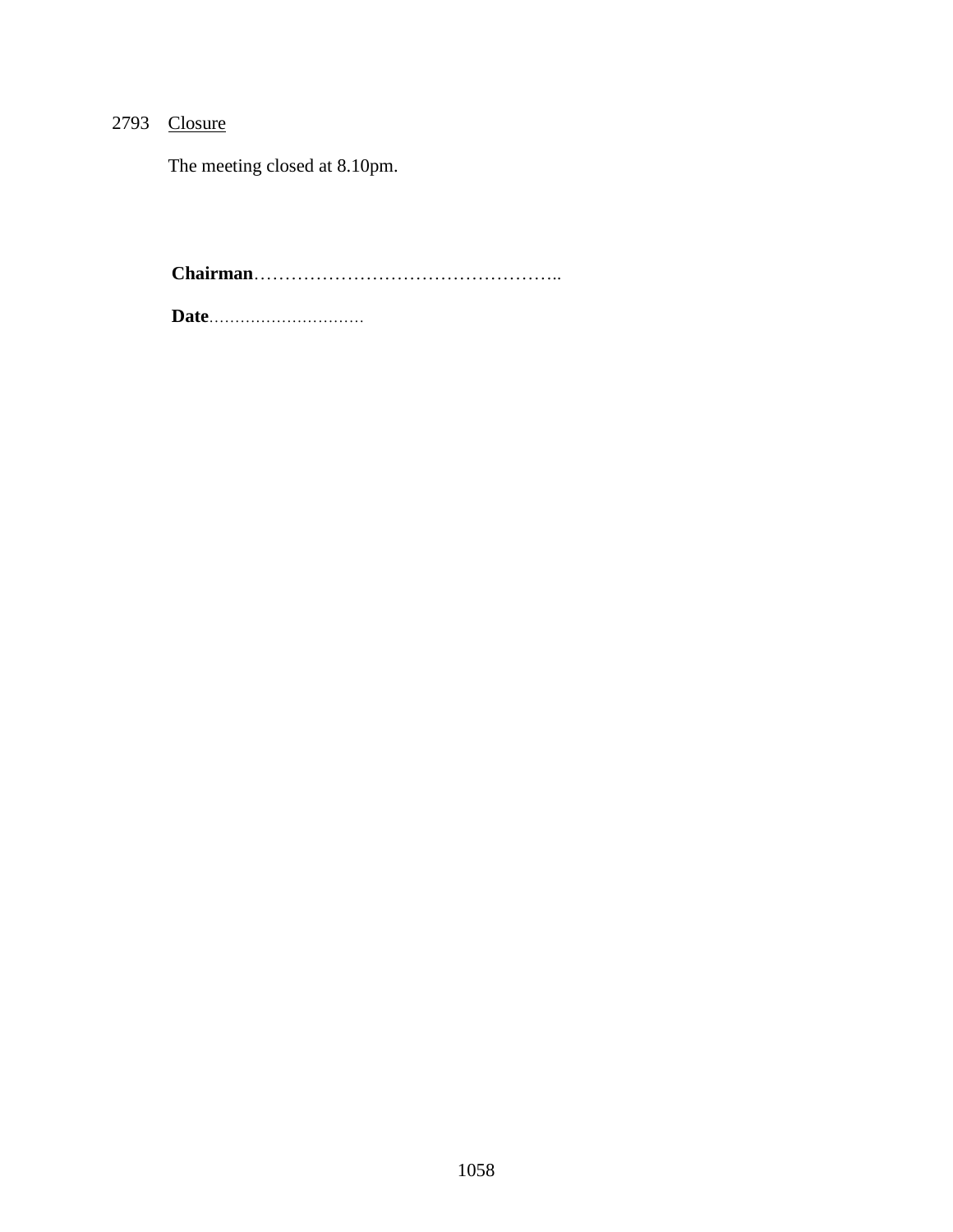2793 Closure

The meeting closed at 8.10pm.

**Chairman**…………………………………………..

**Date**…………………………